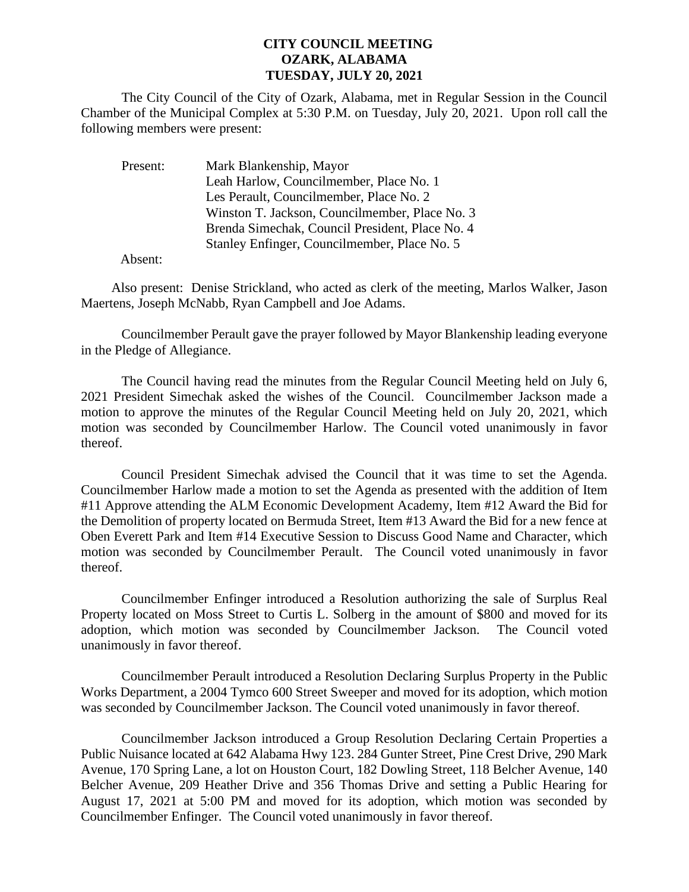# CITY COUNCIL MEETING
# OZARK, ALABAMA
# TUESDAY, JULY 20, 2021

The City Council of the City of Ozark, Alabama, met in Regular Session in the Council Chamber of the Municipal Complex at 5:30 P.M. on Tuesday, July 20, 2021. Upon roll call the following members were present:

Present:
- Mark Blankenship, Mayor
- Leah Harlow, Councilmember, Place No. 1
- Les Perault, Councilmember, Place No. 2
- Winston T. Jackson, Councilmember, Place No. 3
- Brenda Simechak, Council President, Place No. 4
- Stanley Enfinger, Councilmember, Place No. 5

Absent:

Also present: Denise Strickland, who acted as clerk of the meeting, Marlos Walker, Jason Maertens, Joseph McNabb, Ryan Campbell and Joe Adams.

Councilmember Perault gave the prayer followed by Mayor Blankenship leading everyone in the Pledge of Allegiance.

The Council having read the minutes from the Regular Council Meeting held on July 6, 2021 President Simechak asked the wishes of the Council. Councilmember Jackson made a motion to approve the minutes of the Regular Council Meeting held on July 20, 2021, which motion was seconded by Councilmember Harlow. The Council voted unanimously in favor thereof.

Council President Simechak advised the Council that it was time to set the Agenda. Councilmember Harlow made a motion to set the Agenda as presented with the addition of Item #11 Approve attending the ALM Economic Development Academy, Item #12 Award the Bid for the Demolition of property located on Bermuda Street, Item #13 Award the Bid for a new fence at Oben Everett Park and Item #14 Executive Session to Discuss Good Name and Character, which motion was seconded by Councilmember Perault. The Council voted unanimously in favor thereof.

Councilmember Enfinger introduced a Resolution authorizing the sale of Surplus Real Property located on Moss Street to Curtis L. Solberg in the amount of $800 and moved for its adoption, which motion was seconded by Councilmember Jackson. The Council voted unanimously in favor thereof.

Councilmember Perault introduced a Resolution Declaring Surplus Property in the Public Works Department, a 2004 Tymco 600 Street Sweeper and moved for its adoption, which motion was seconded by Councilmember Jackson. The Council voted unanimously in favor thereof.

Councilmember Jackson introduced a Group Resolution Declaring Certain Properties a Public Nuisance located at 642 Alabama Hwy 123. 284 Gunter Street, Pine Crest Drive, 290 Mark Avenue, 170 Spring Lane, a lot on Houston Court, 182 Dowling Street, 118 Belcher Avenue, 140 Belcher Avenue, 209 Heather Drive and 356 Thomas Drive and setting a Public Hearing for August 17, 2021 at 5:00 PM and moved for its adoption, which motion was seconded by Councilmember Enfinger. The Council voted unanimously in favor thereof.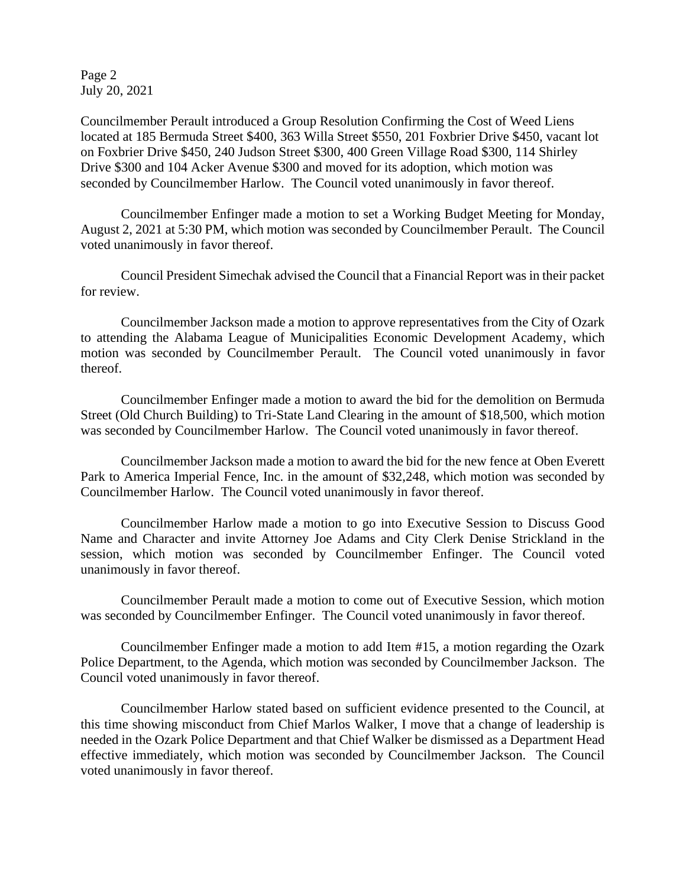Councilmember Perault introduced a Group Resolution Confirming the Cost of Weed Liens located at 185 Bermuda Street $400, 363 Willa Street $550, 201 Foxbrier Drive $450, vacant lot on Foxbrier Drive $450, 240 Judson Street $300, 400 Green Village Road $300, 114 Shirley Drive $300 and 104 Acker Avenue $300 and moved for its adoption, which motion was seconded by Councilmember Harlow. The Council voted unanimously in favor thereof.

Councilmember Enfinger made a motion to set a Working Budget Meeting for Monday, August 2, 2021 at 5:30 PM, which motion was seconded by Councilmember Perault. The Council voted unanimously in favor thereof.

Council President Simechak advised the Council that a Financial Report was in their packet for review.

Councilmember Jackson made a motion to approve representatives from the City of Ozark to attending the Alabama League of Municipalities Economic Development Academy, which motion was seconded by Councilmember Perault. The Council voted unanimously in favor thereof.

Councilmember Enfinger made a motion to award the bid for the demolition on Bermuda Street (Old Church Building) to Tri-State Land Clearing in the amount of $18,500, which motion was seconded by Councilmember Harlow. The Council voted unanimously in favor thereof.

Councilmember Jackson made a motion to award the bid for the new fence at Oben Everett Park to America Imperial Fence, Inc. in the amount of $32,248, which motion was seconded by Councilmember Harlow. The Council voted unanimously in favor thereof.

Councilmember Harlow made a motion to go into Executive Session to Discuss Good Name and Character and invite Attorney Joe Adams and City Clerk Denise Strickland in the session, which motion was seconded by Councilmember Enfinger. The Council voted unanimously in favor thereof.

Councilmember Perault made a motion to come out of Executive Session, which motion was seconded by Councilmember Enfinger. The Council voted unanimously in favor thereof.

Councilmember Enfinger made a motion to add Item #15, a motion regarding the Ozark Police Department, to the Agenda, which motion was seconded by Councilmember Jackson. The Council voted unanimously in favor thereof.

Councilmember Harlow stated based on sufficient evidence presented to the Council, at this time showing misconduct from Chief Marlos Walker, I move that a change of leadership is needed in the Ozark Police Department and that Chief Walker be dismissed as a Department Head effective immediately, which motion was seconded by Councilmember Jackson. The Council voted unanimously in favor thereof.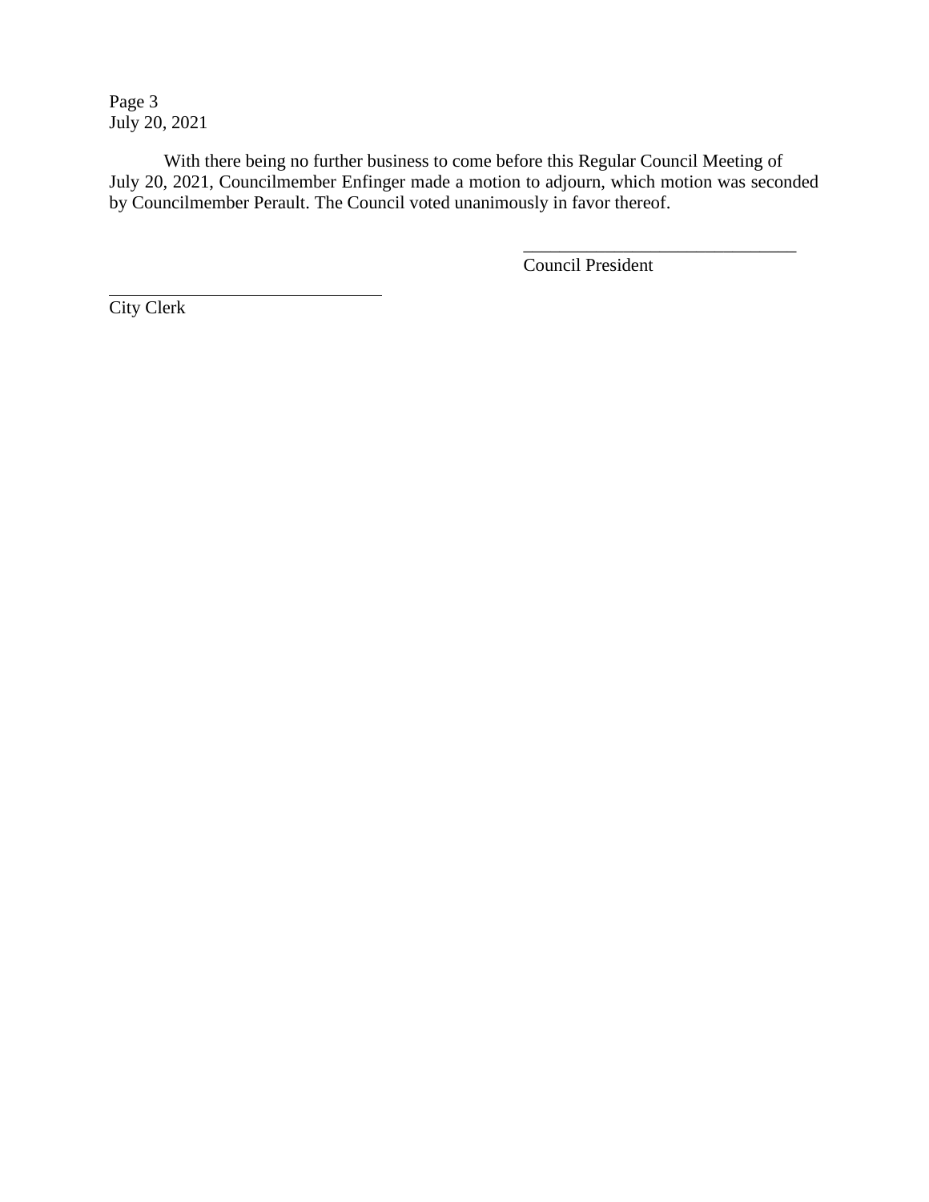With there being no further business to come before this Regular Council Meeting of July 20, 2021, Councilmember Enfinger made a motion to adjourn, which motion was seconded by Councilmember Perault. The Council voted unanimously in favor thereof.

\_\_\_\_\_\_\_\_\_\_\_\_\_\_\_\_\_\_\_\_\_\_\_\_\_\_\_\_\_\_\_\_
Council President

\_\_\_\_\_\_\_\_\_\_\_\_\_\_\_\_\_\_\_\_\_\_\_\_\_\_\_\_\_\_\_\_
City Clerk